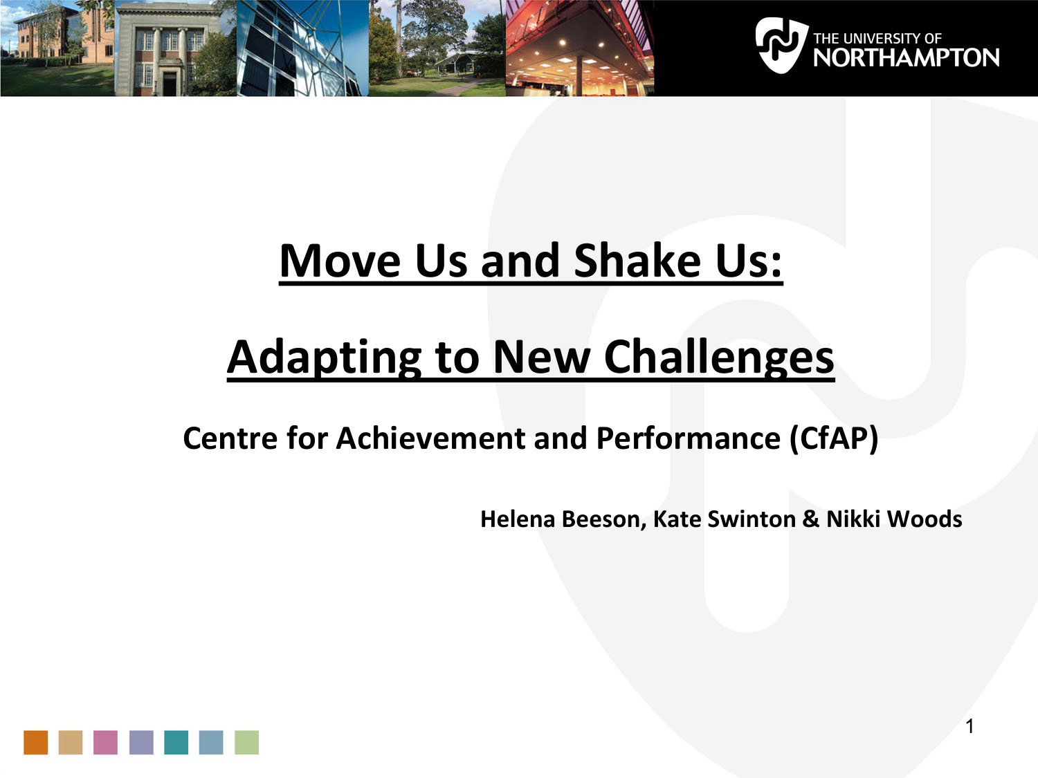# Move Us and Shake Us:

# Adapting to New Challenges

## Centre for Achievement and Performance (CfAP)

**Helena Beeson, Kate Swinton & Nikki Woods**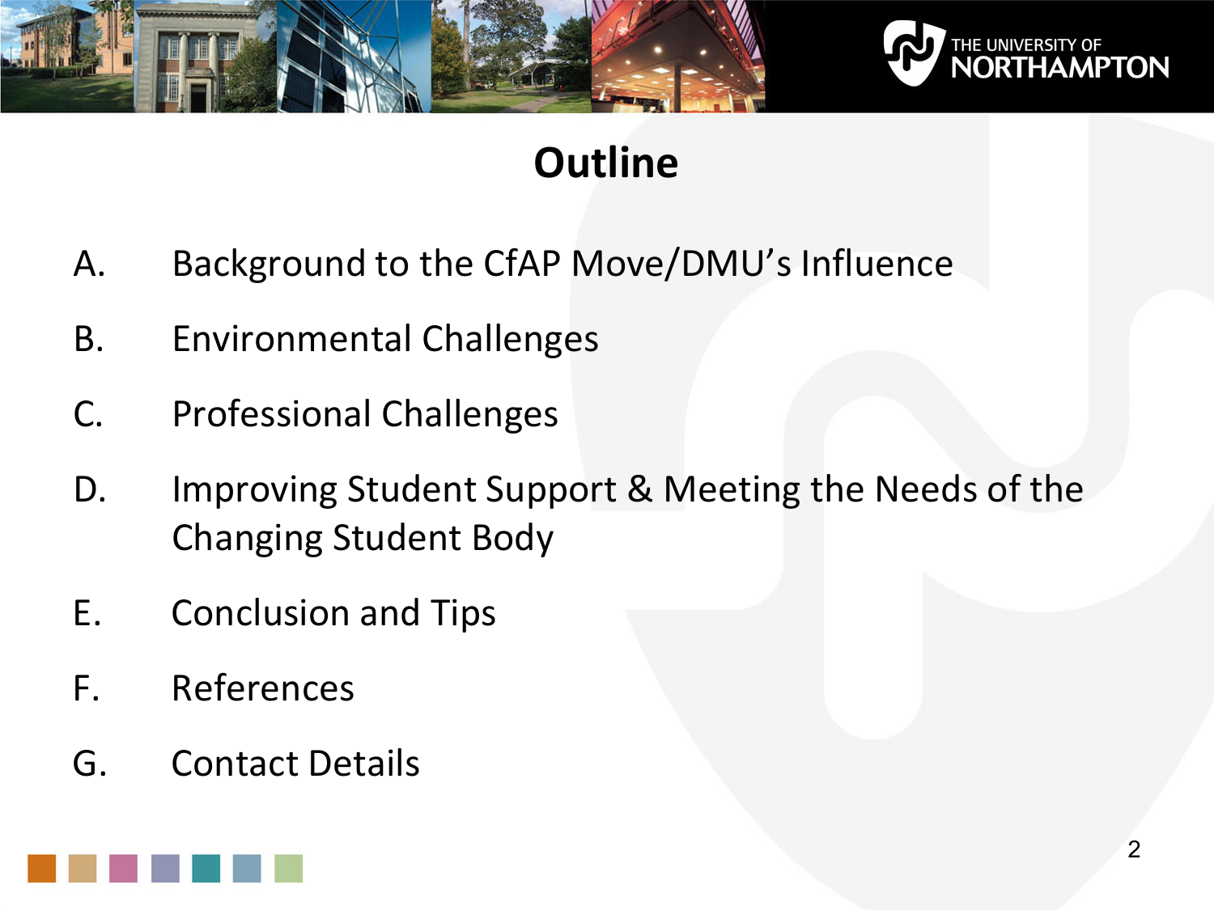# Outline

A. Background to the CfAP Move/DMU's Influence

B. Environmental Challenges

C. Professional Challenges

D. Improving Student Support & Meeting the Needs of the Changing Student Body

E. Conclusion and Tips

F. References

G. Contact Details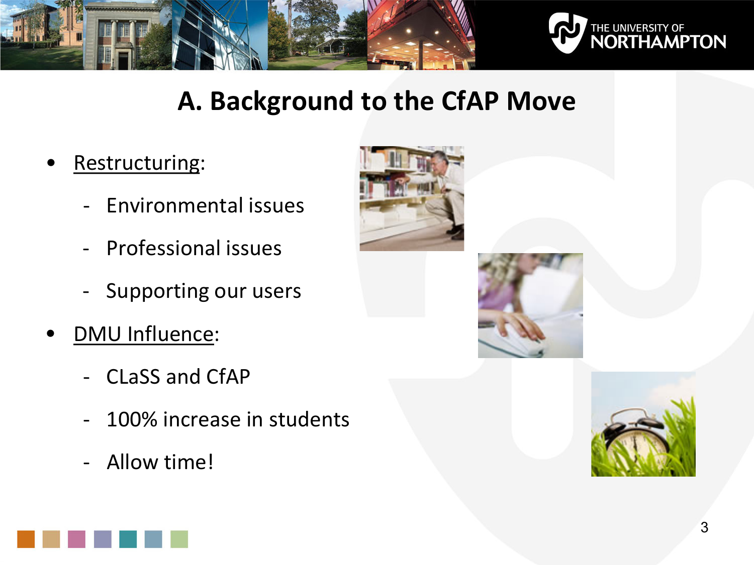# A. Background to the CfAP Move

- Restructuring:
  - Environmental issues
  - Professional issues
  - Supporting our users
- DMU Influence:
  - CLaSS and CfAP
  - 100% increase in students
  - Allow time!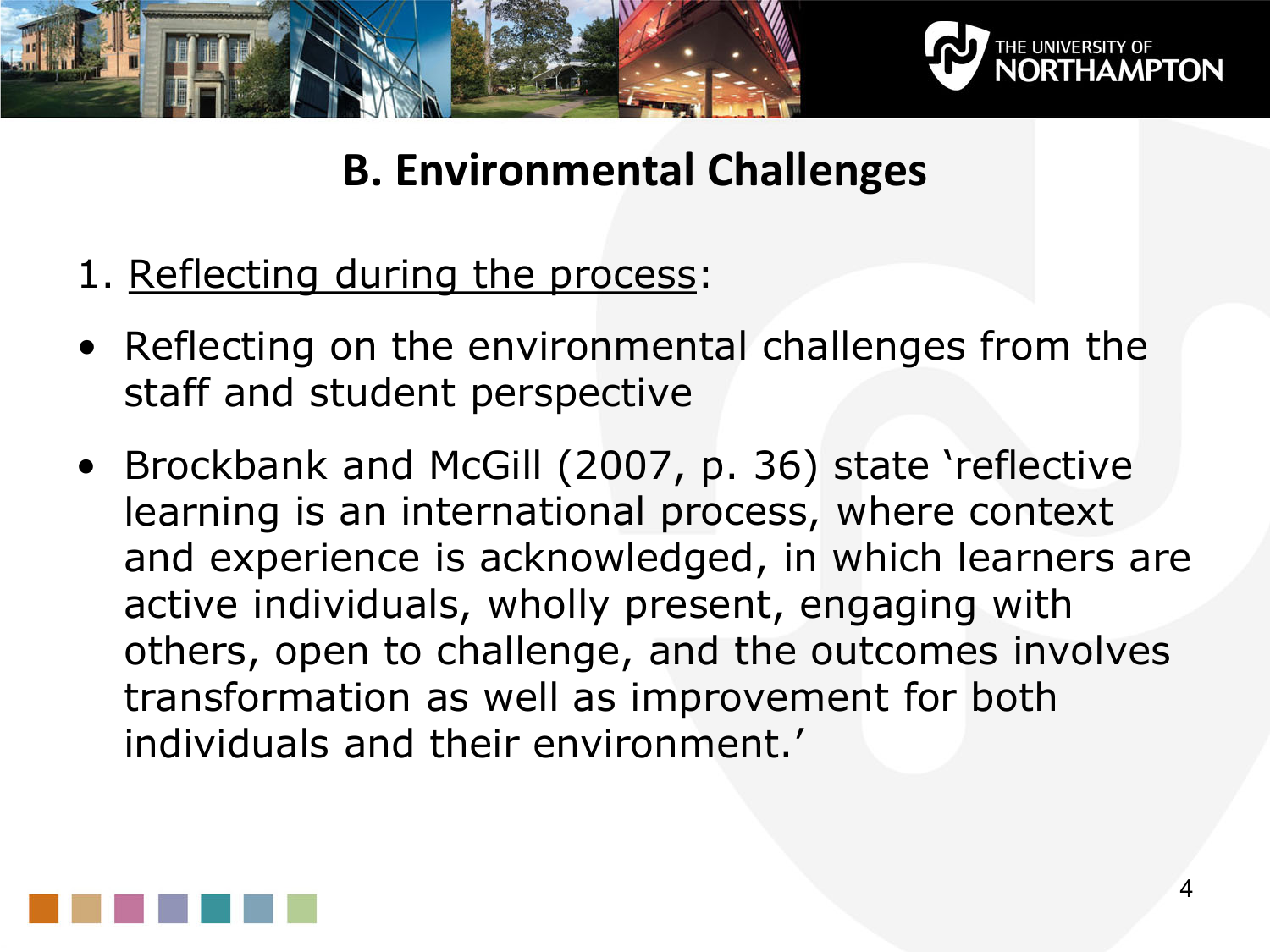# B. Environmental Challenges

1. <u>Reflecting during the process</u>:

- Reflecting on the environmental challenges from the staff and student perspective
- Brockbank and McGill (2007, p. 36) state 'reflective learning is an international process, where context and experience is acknowledged, in which learners are active individuals, wholly present, engaging with others, open to challenge, and the outcomes involves transformation as well as improvement for both individuals and their environment.'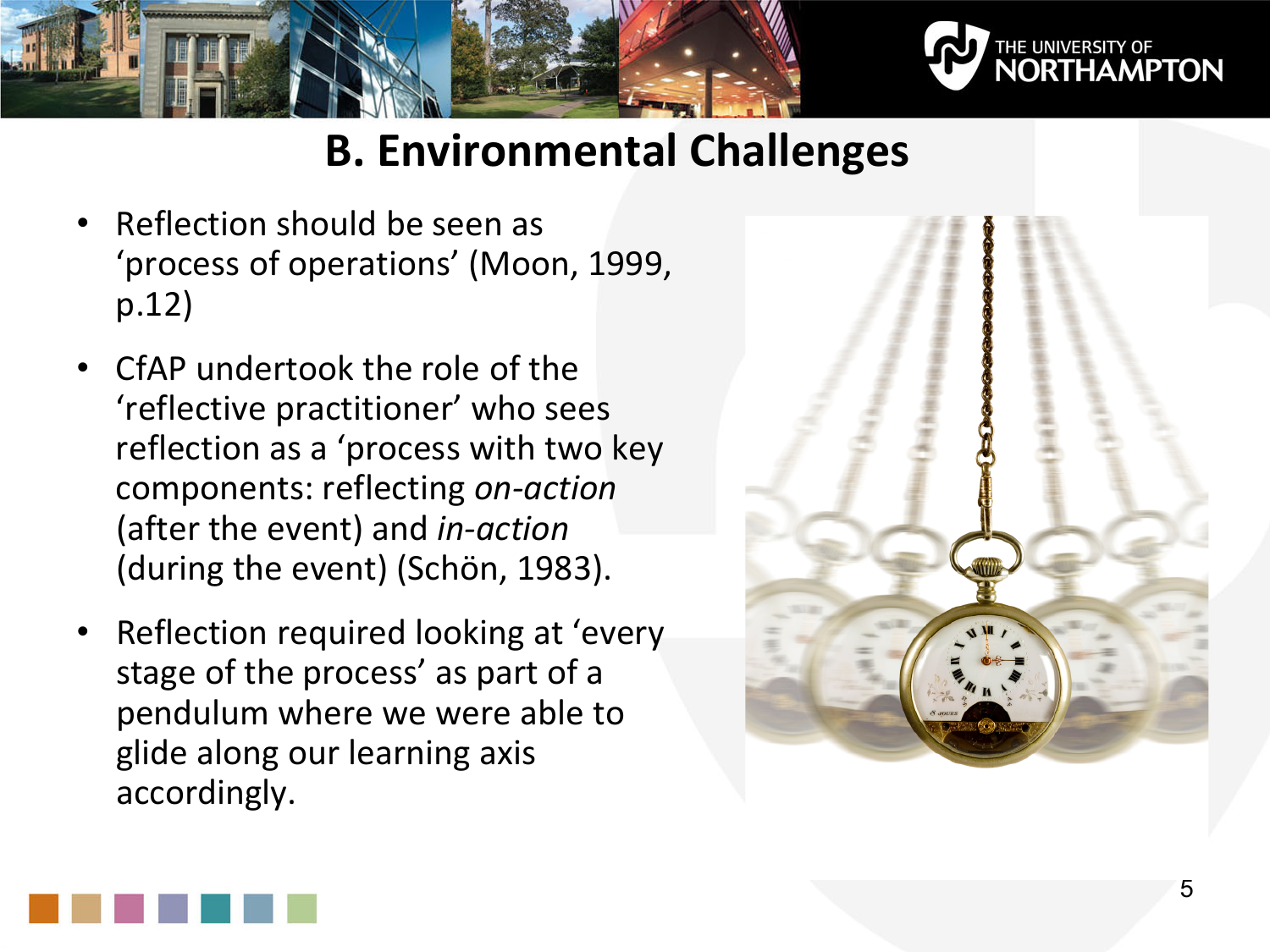## B. Environmental Challenges

- Reflection should be seen as 'process of operations' (Moon, 1999, p.12)
- CfAP undertook the role of the 'reflective practitioner' who sees reflection as a 'process with two key components: reflecting *on-action* (after the event) and *in-action* (during the event) (Schön, 1983).
- Reflection required looking at 'every stage of the process' as part of a pendulum where we were able to glide along our learning axis accordingly.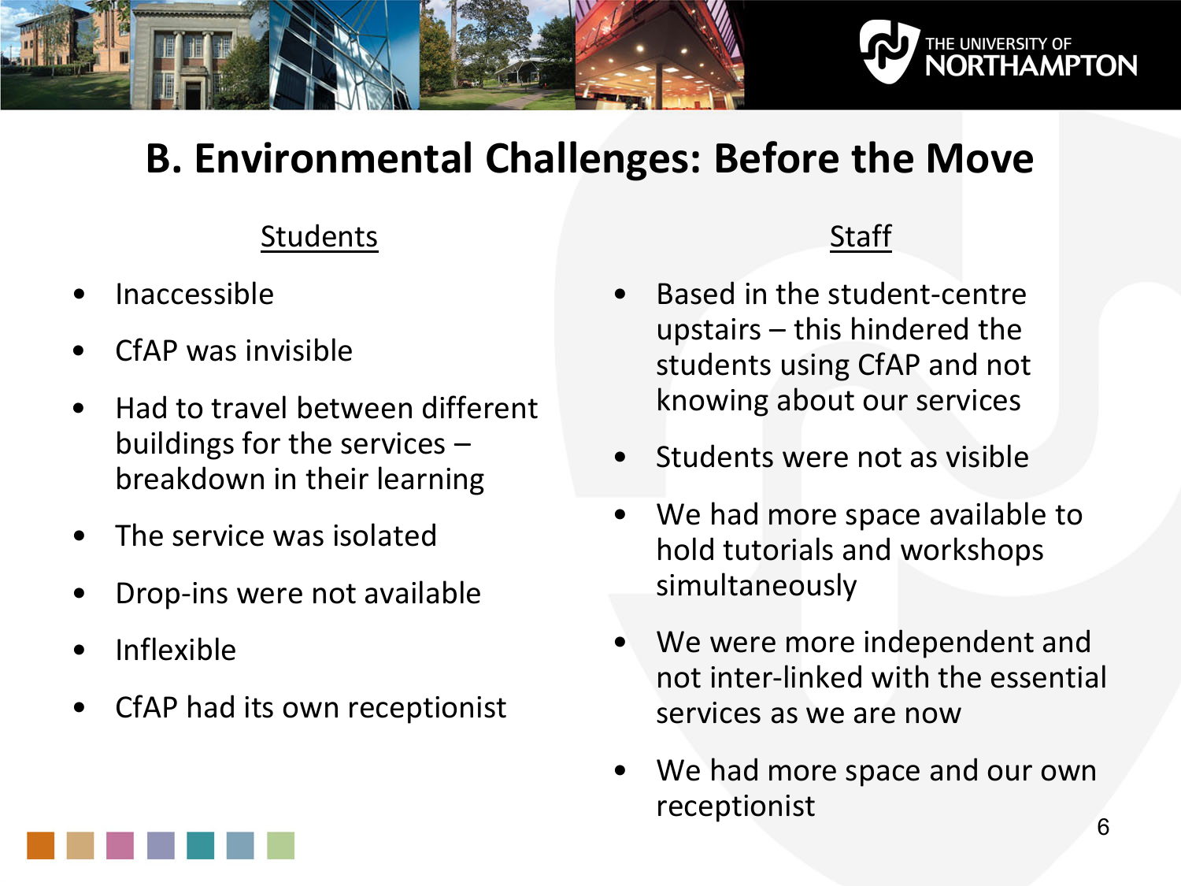# B. Environmental Challenges: Before the Move

## Students

- Inaccessible
- CfAP was invisible
- Had to travel between different buildings for the services – breakdown in their learning
- The service was isolated
- Drop-ins were not available
- Inflexible
- CfAP had its own receptionist

## Staff

- Based in the student-centre upstairs – this hindered the students using CfAP and not knowing about our services
- Students were not as visible
- We had more space available to hold tutorials and workshops simultaneously
- We were more independent and not inter-linked with the essential services as we are now
- We had more space and our own receptionist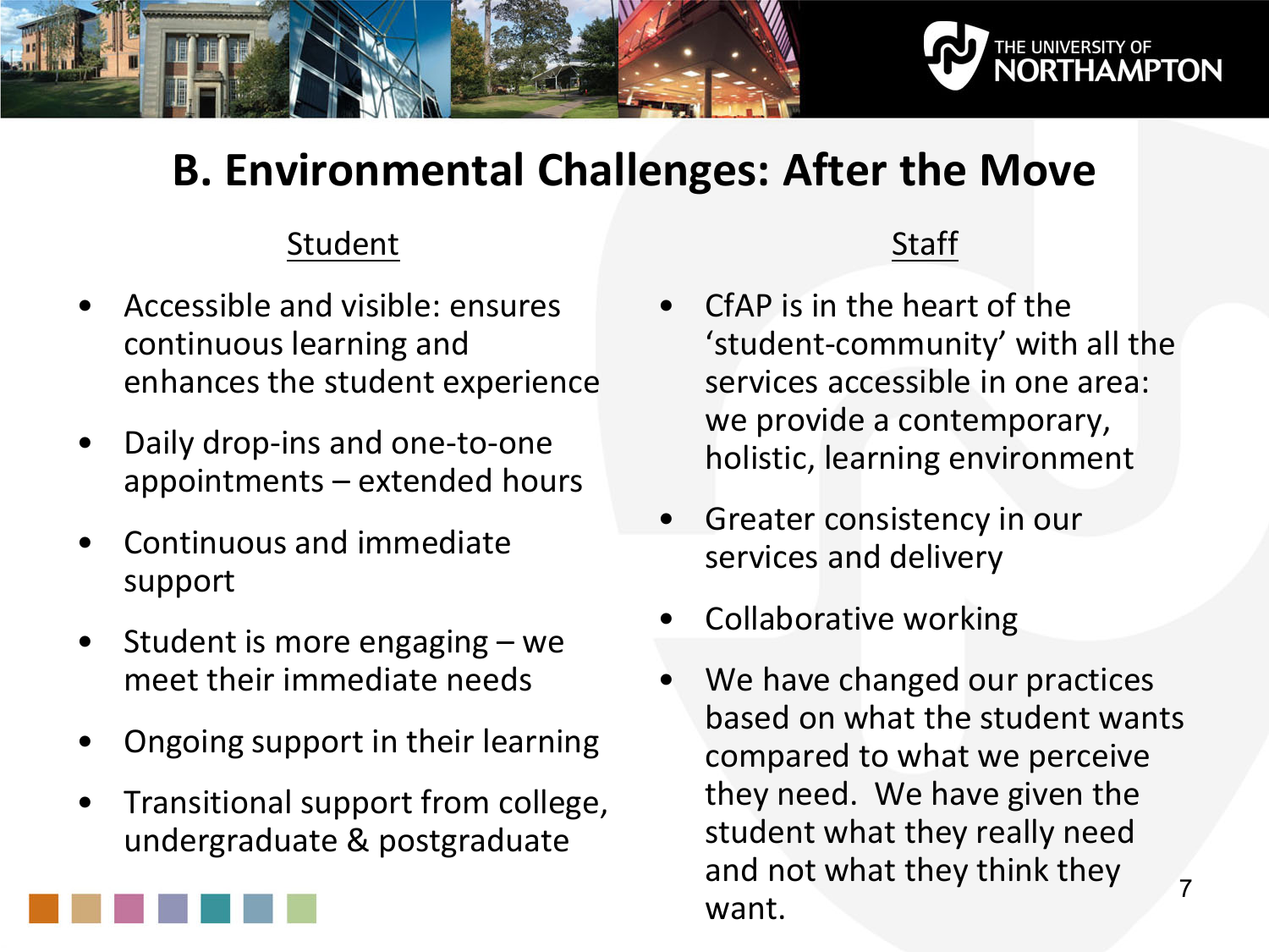# B. Environmental Challenges: After the Move

## Student

- Accessible and visible: ensures continuous learning and enhances the student experience
- Daily drop-ins and one-to-one appointments – extended hours
- Continuous and immediate support
- Student is more engaging – we meet their immediate needs
- Ongoing support in their learning
- Transitional support from college, undergraduate & postgraduate

## Staff

- CfAP is in the heart of the 'student-community' with all the services accessible in one area: we provide a contemporary, holistic, learning environment
- Greater consistency in our services and delivery
- Collaborative working
- We have changed our practices based on what the student wants compared to what we perceive they need. We have given the student what they really need and not what they think they want.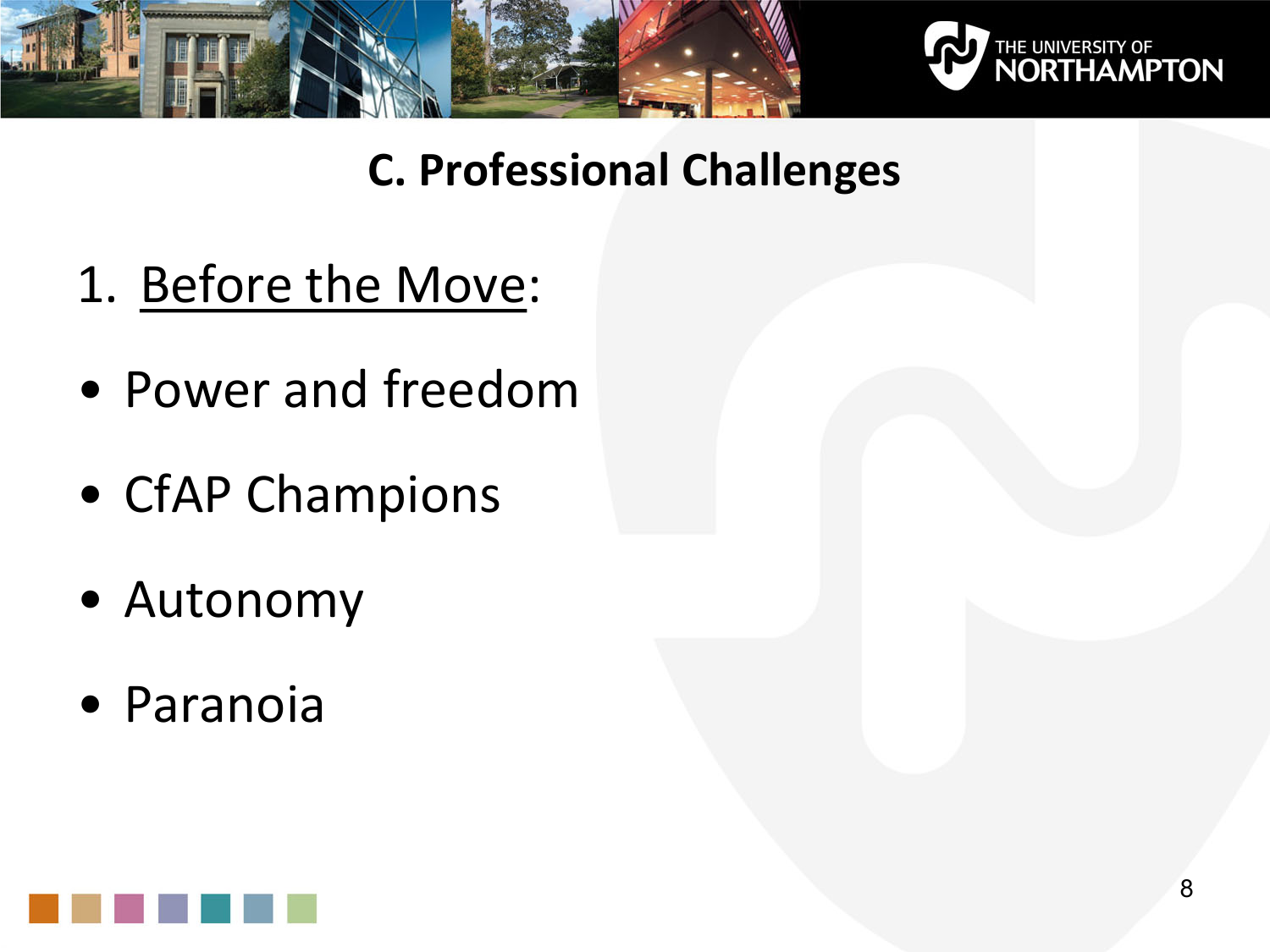## C. Professional Challenges

1. Before the Move:

- Power and freedom
- CfAP Champions
- Autonomy
- Paranoia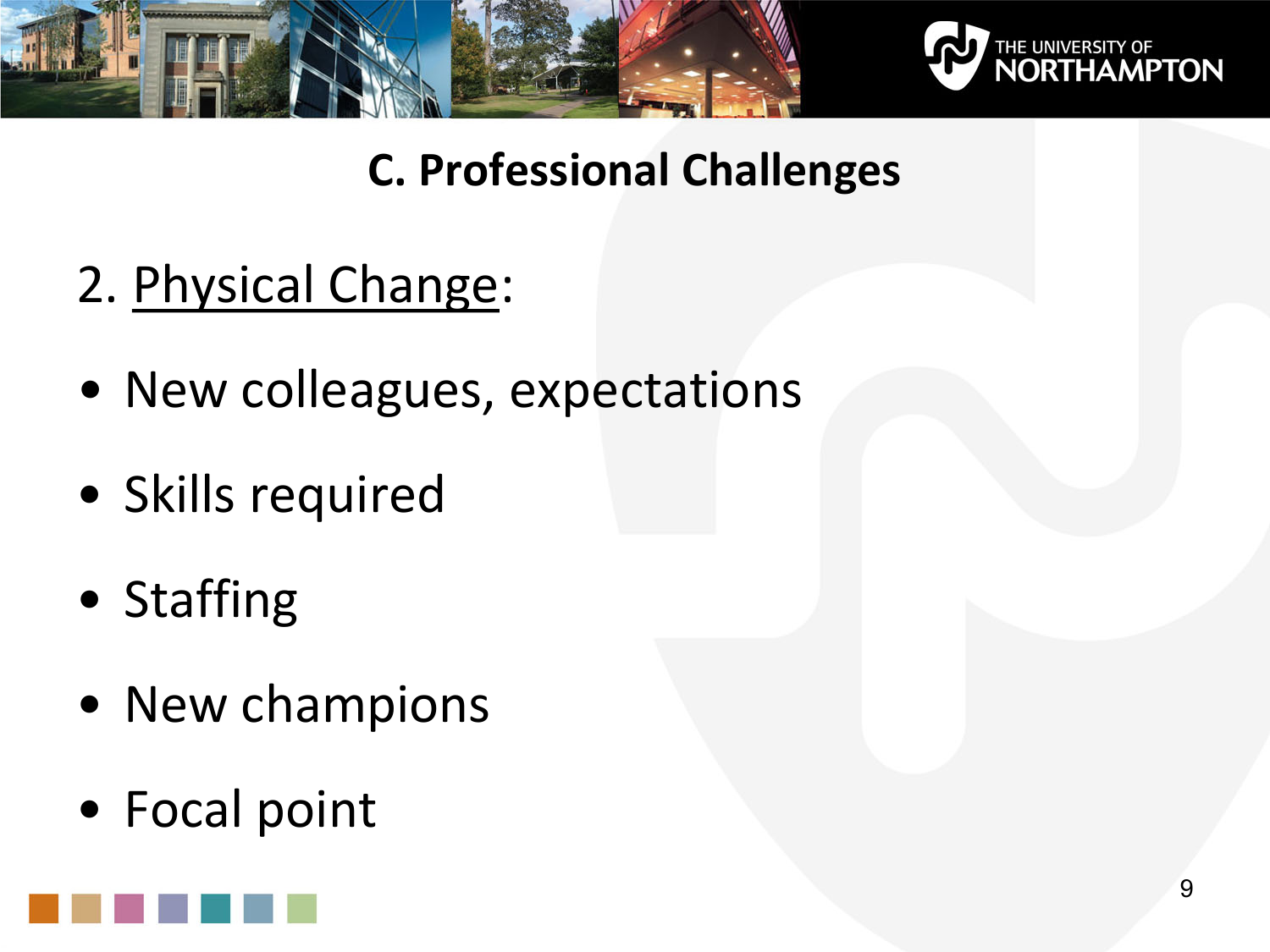# C. Professional Challenges

2. <u>Physical Change</u>:

- New colleagues, expectations
- Skills required
- Staffing
- New champions
- Focal point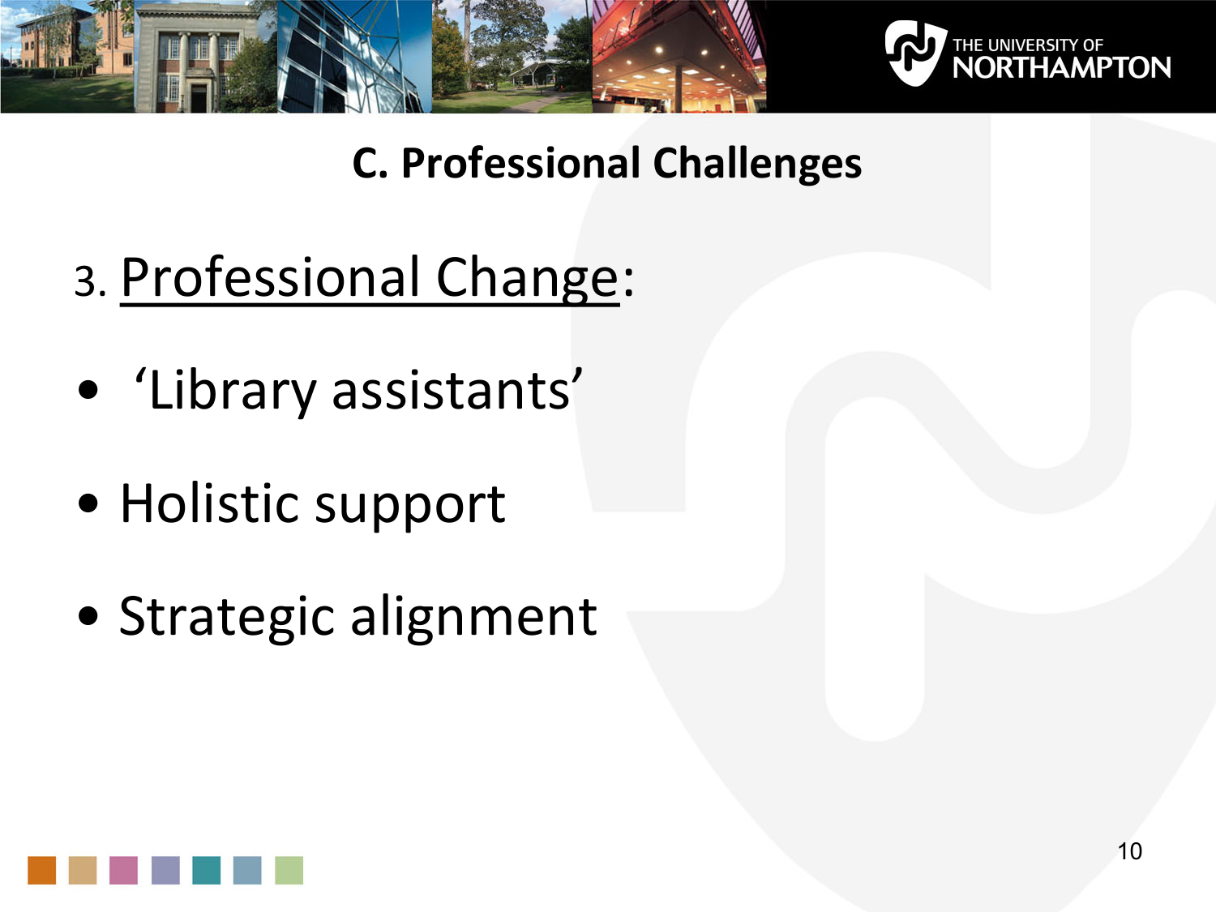## C. Professional Challenges

3. <u>Professional Change</u>:

- ‘Library assistants’
- Holistic support
- Strategic alignment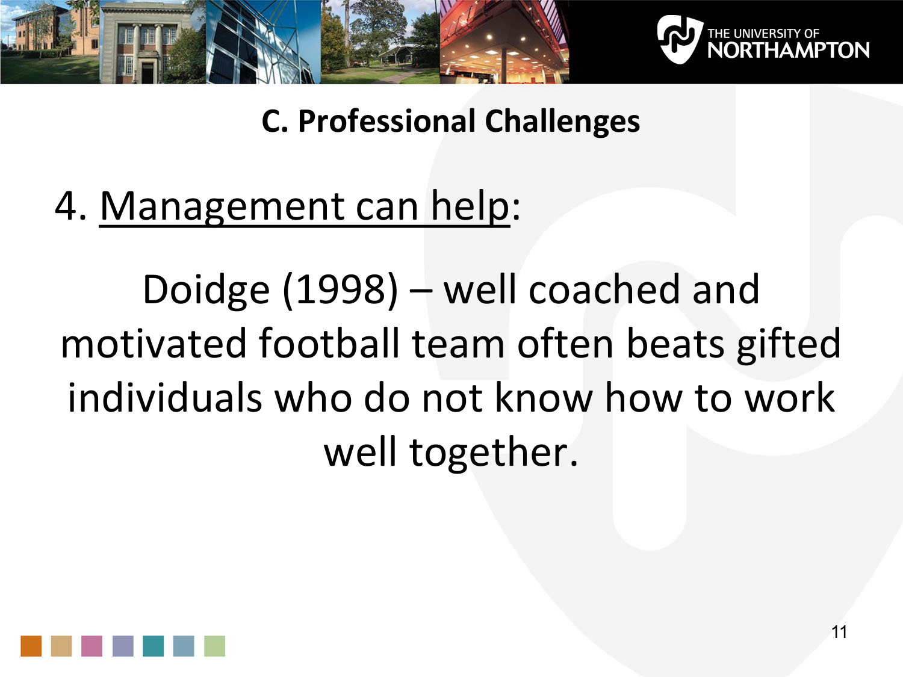## C. Professional Challenges

4. Management can help:

Doidge (1998) – well coached and motivated football team often beats gifted individuals who do not know how to work well together.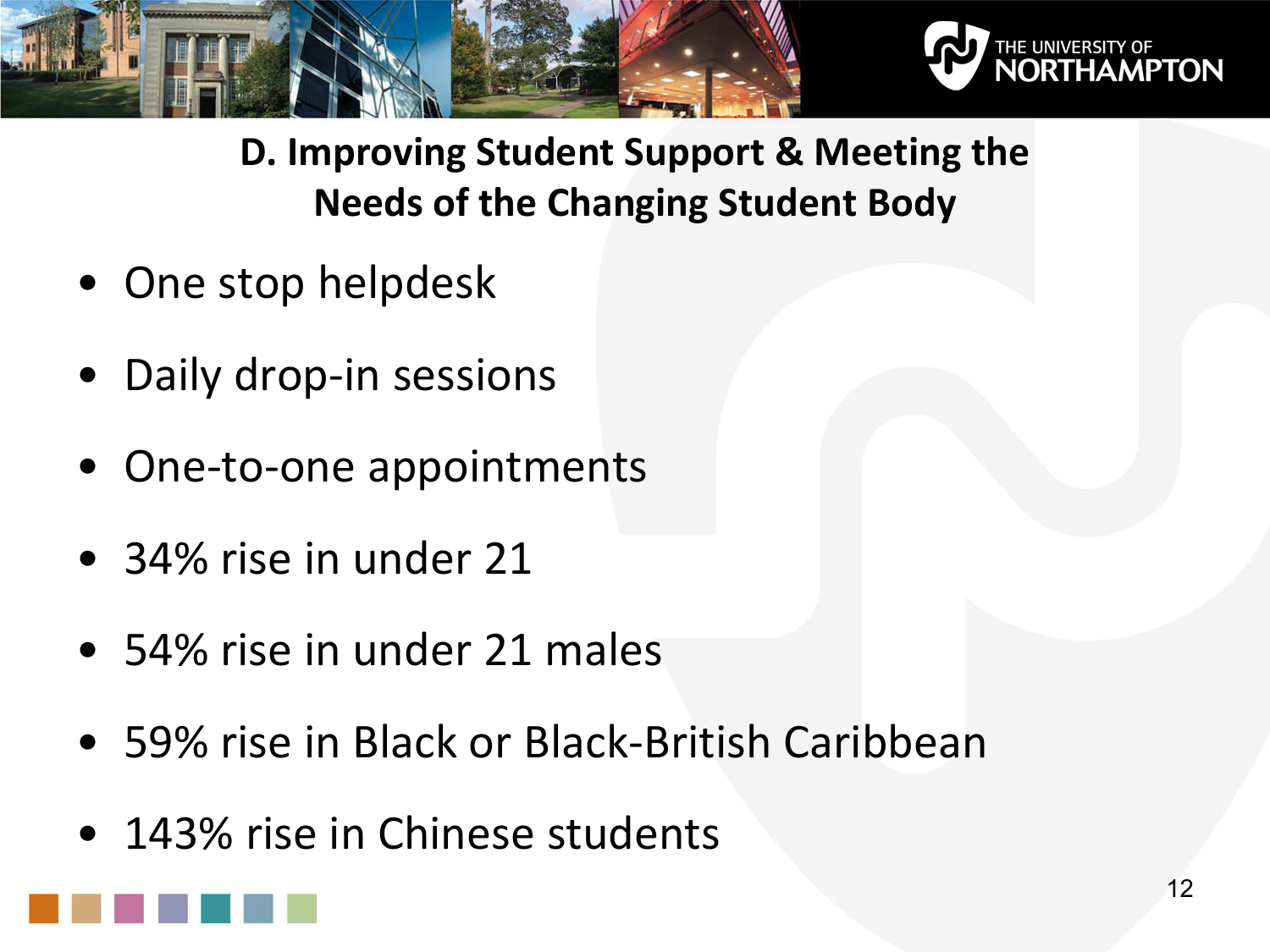## D. Improving Student Support & Meeting the Needs of the Changing Student Body

- One stop helpdesk
- Daily drop-in sessions
- One-to-one appointments
- 34% rise in under 21
- 54% rise in under 21 males
- 59% rise in Black or Black-British Caribbean
- 143% rise in Chinese students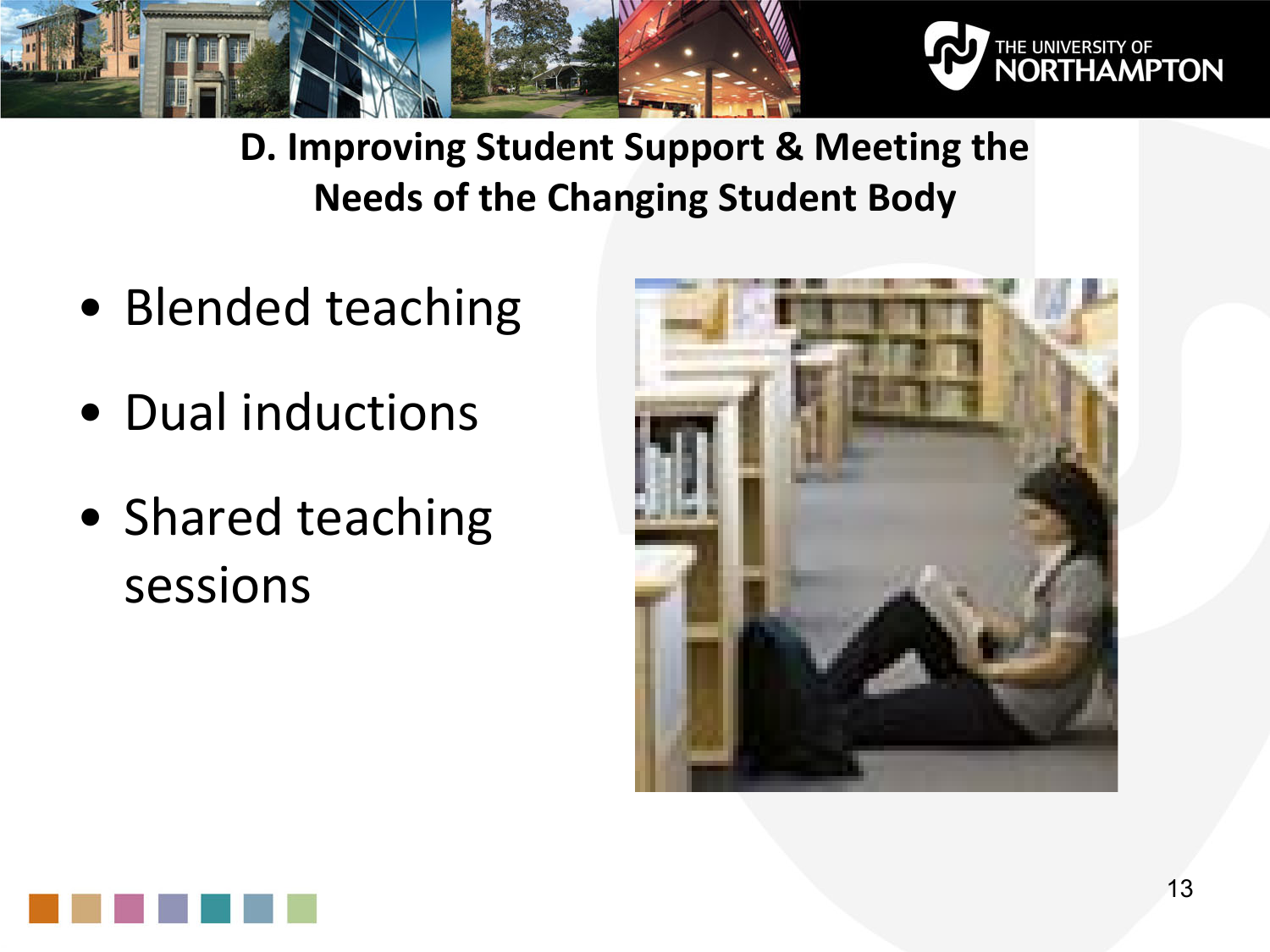## D. Improving Student Support & Meeting the Needs of the Changing Student Body

- Blended teaching
- Dual inductions
- Shared teaching sessions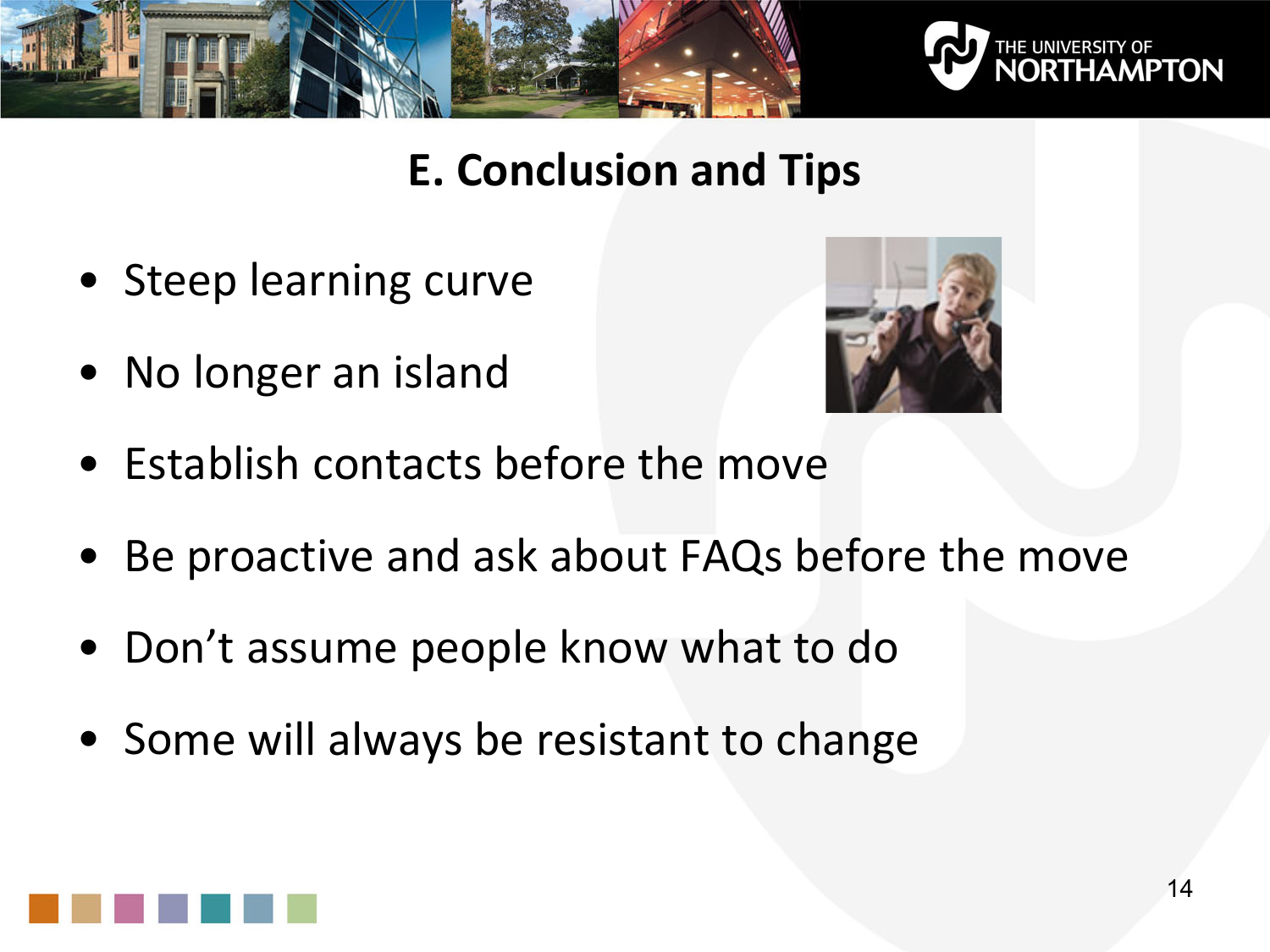## E. Conclusion and Tips

- Steep learning curve
- No longer an island
- Establish contacts before the move
- Be proactive and ask about FAQs before the move
- Don't assume people know what to do
- Some will always be resistant to change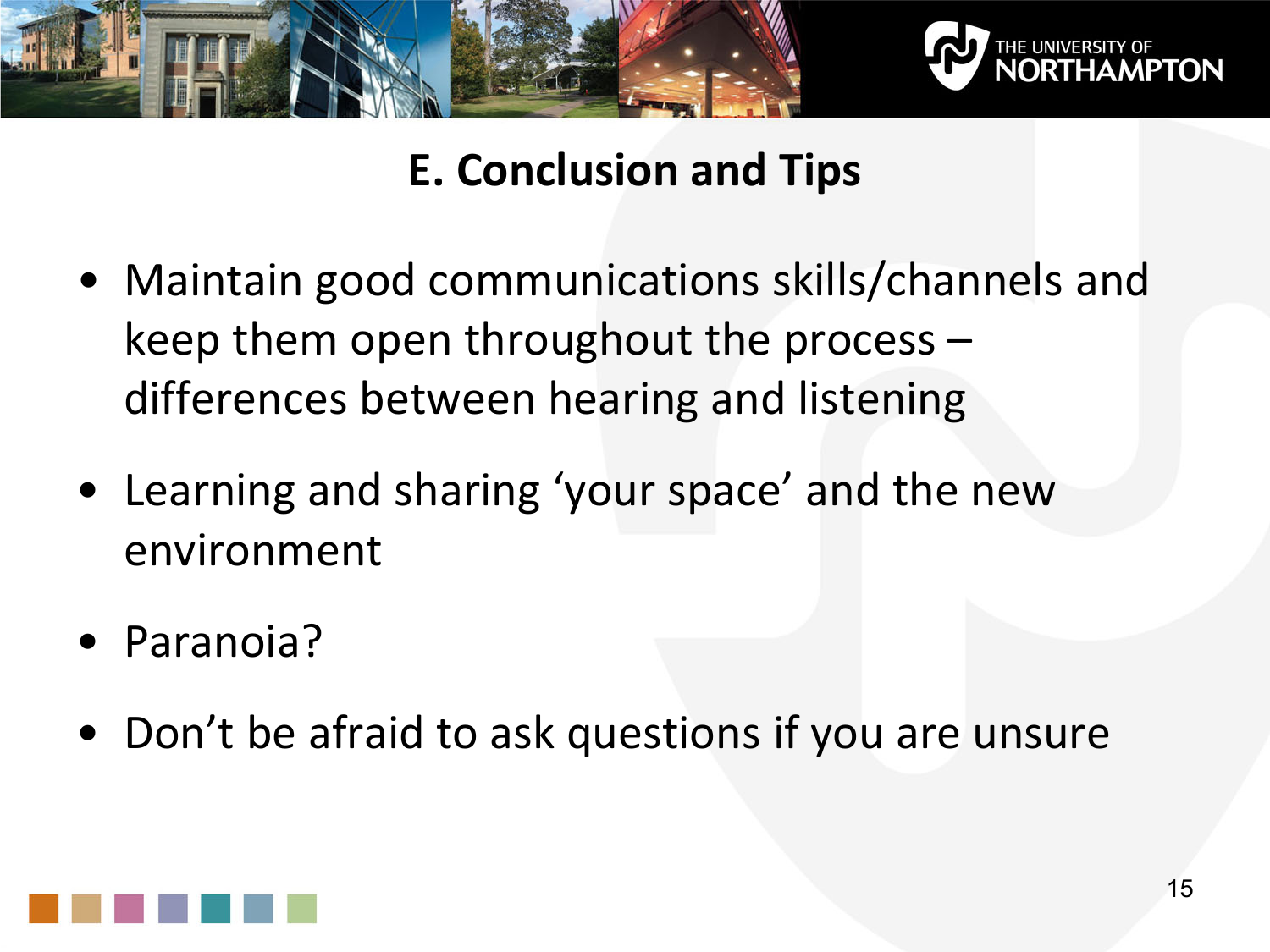## E. Conclusion and Tips

- Maintain good communications skills/channels and keep them open throughout the process – differences between hearing and listening
- Learning and sharing 'your space' and the new environment
- Paranoia?
- Don't be afraid to ask questions if you are unsure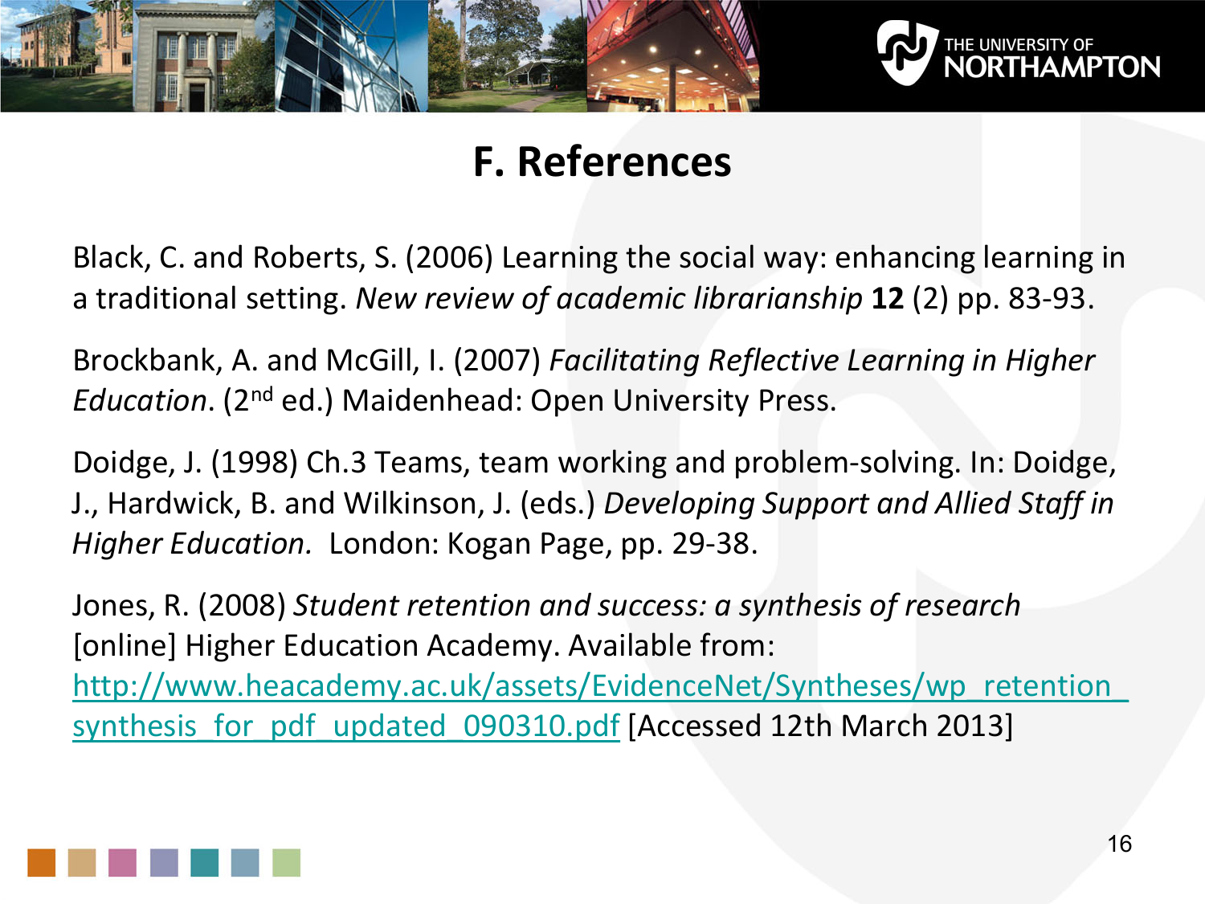# F. References

Black, C. and Roberts, S. (2006) Learning the social way: enhancing learning in a traditional setting. *New review of academic librarianship* **12** (2) pp. 83-93.

Brockbank, A. and McGill, I. (2007) *Facilitating Reflective Learning in Higher Education*. (2nd ed.) Maidenhead: Open University Press.

Doidge, J. (1998) Ch.3 Teams, team working and problem-solving. In: Doidge, J., Hardwick, B. and Wilkinson, J. (eds.) *Developing Support and Allied Staff in Higher Education.* London: Kogan Page, pp. 29-38.

Jones, R. (2008) *Student retention and success: a synthesis of research* [online] Higher Education Academy. Available from: [http://www.heacademy.ac.uk/assets/EvidenceNet/Syntheses/wp_retention_synthesis_for_pdf_updated_090310.pdf](http://www.heacademy.ac.uk/assets/EvidenceNet/Syntheses/wp_retention_synthesis_for_pdf_updated_090310.pdf) [Accessed 12th March 2013]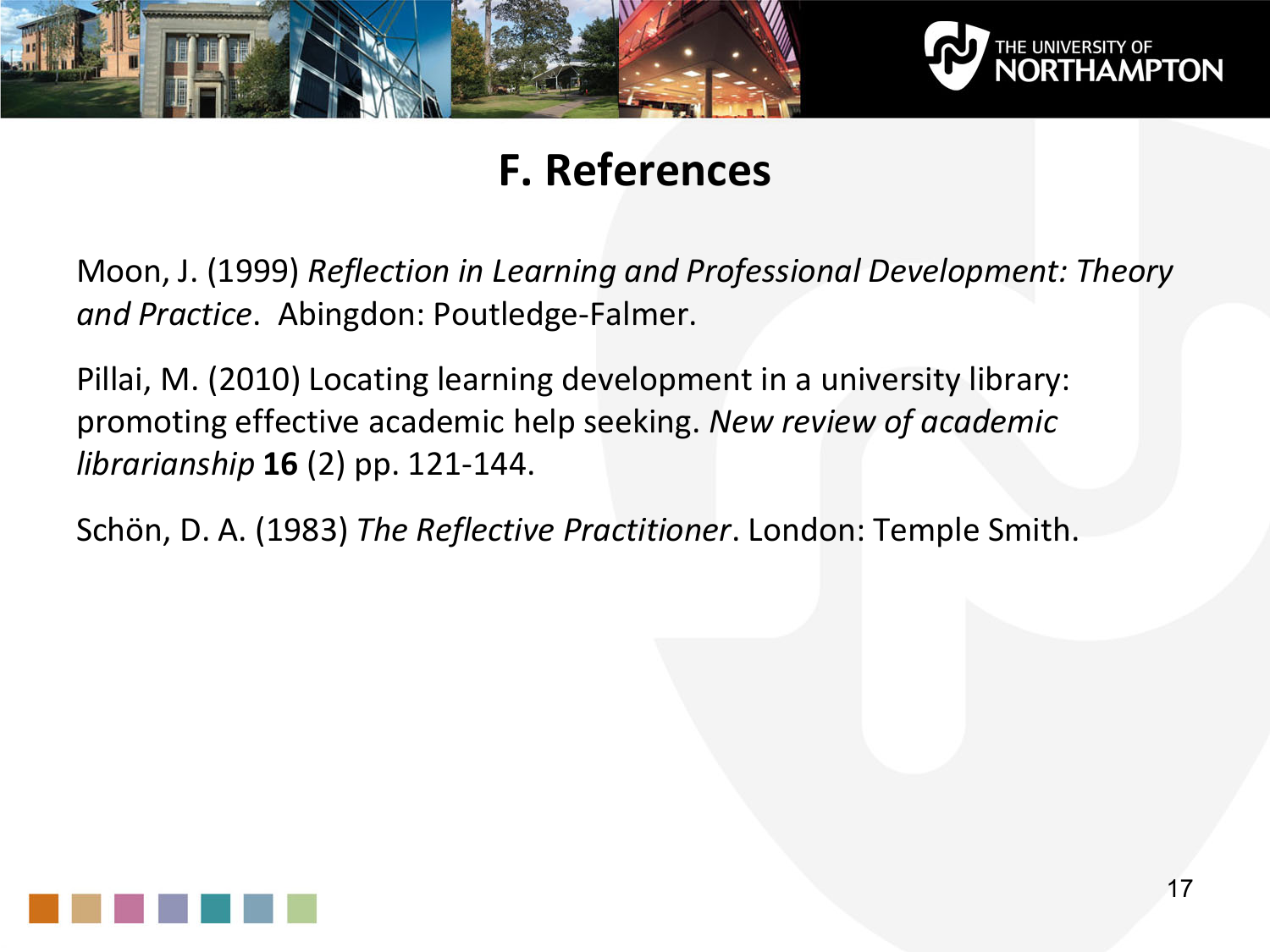# F. References

Moon, J. (1999) *Reflection in Learning and Professional Development: Theory and Practice*. Abingdon: Poutledge-Falmer.

Pillai, M. (2010) Locating learning development in a university library: promoting effective academic help seeking. *New review of academic librarianship* **16** (2) pp. 121-144.

Schön, D. A. (1983) *The Reflective Practitioner*. London: Temple Smith.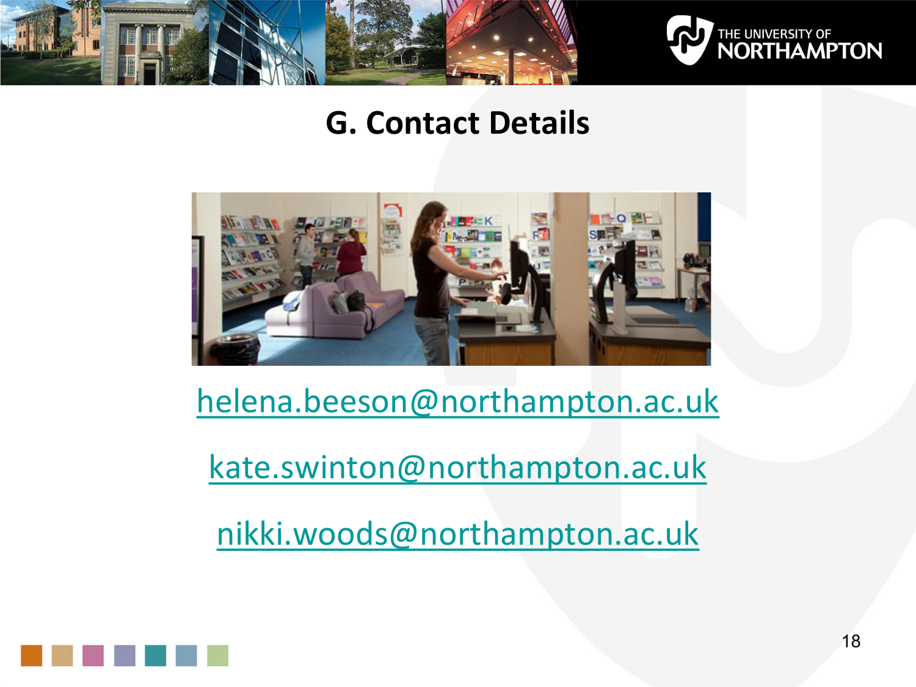# G. Contact Details

helena.beeson@northampton.ac.uk

kate.swinton@northampton.ac.uk

nikki.woods@northampton.ac.uk